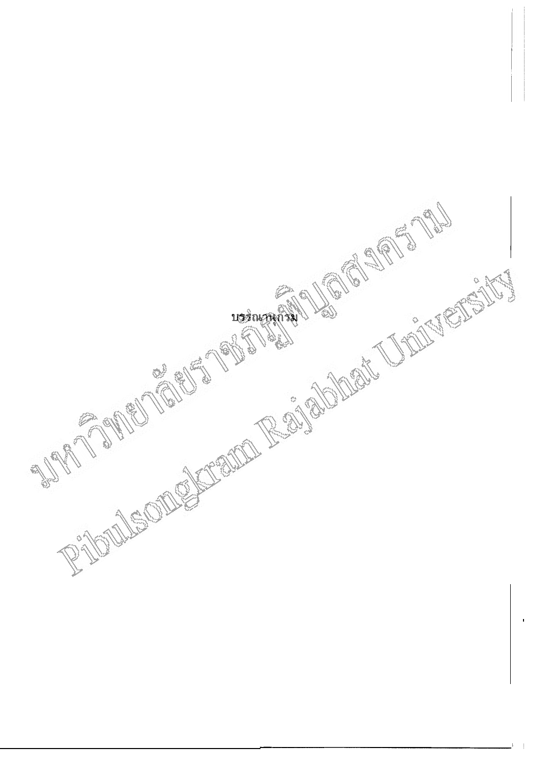# บรรณานุกรม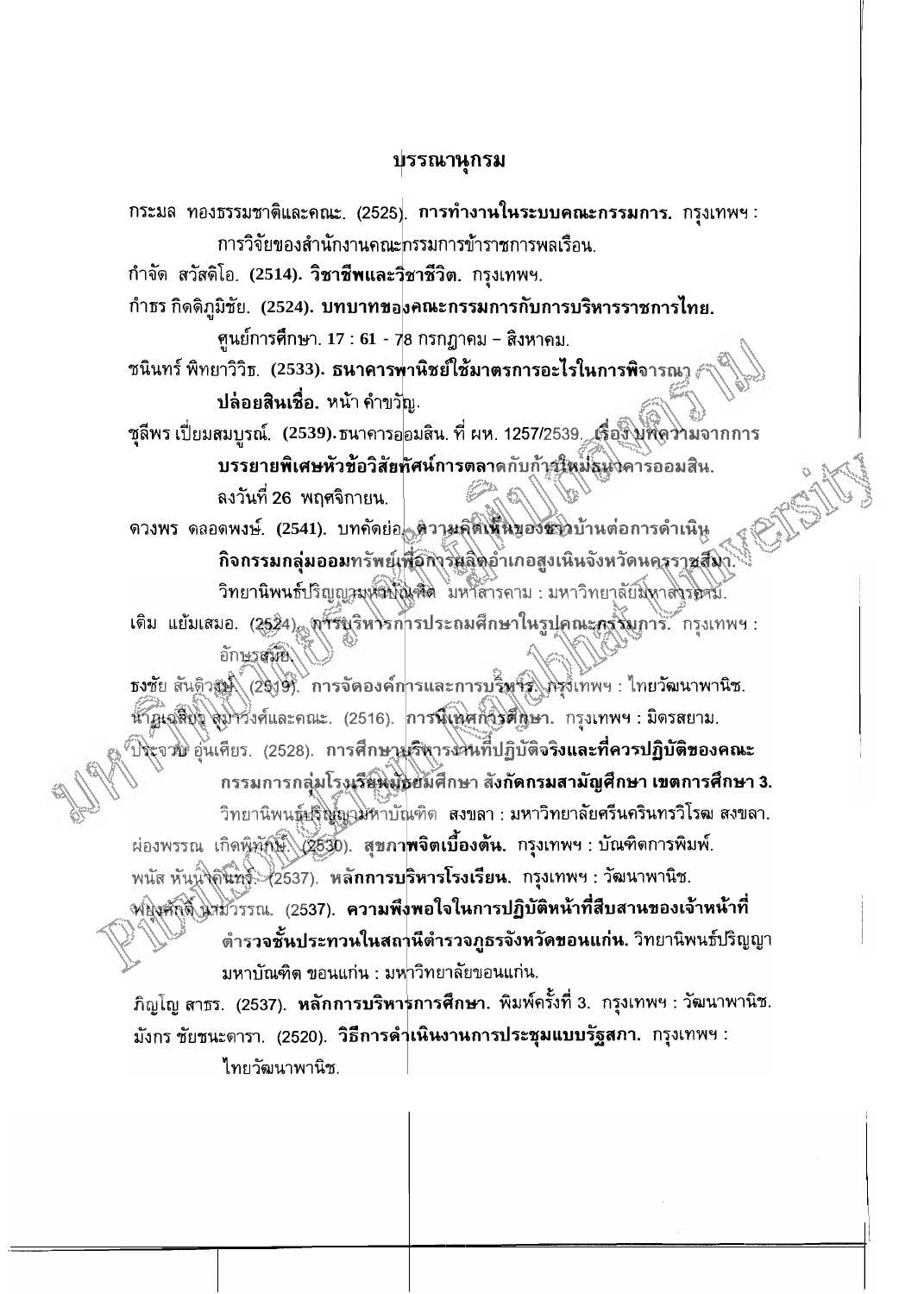# บรรณานุกรม

กระมล ทองธรรมชาติและคณะ. (2525). **การทำงานในระบบคณะกรรมการ.** กรุงเทพฯ : การวิจัยของสำนักงานคณะกรรมการข้าราชการพลเรือน.

กำจัด สวัสดิโอ. **(2514). วิชาชีพและวิชาชีวิต.** กรุงเทพฯ.

กำธร กิตติภูมิชัย. **(2524). บทบาทของคณะกรรมการกับการบริหารราชการไทย.** ศูนย์การศึกษา. **17 : 61** - 78 กรกฎาคม – สิงหาคม.

ชนินทร์ พิทยาวิวิธ. **(2533). ธนาคารพาณิชย์ใช้มาตรการอะไรในการพิจารณาปล่อยสินเชื่อ.** หน้า คำขวัญ.

ชุลีพร เปี่ยมสมบูรณ์. **(2539).** ธนาคารออมสิน. ที่ ผห. 1257/2539. **เรื่อง บทความจากการบรรยายพิเศษหัวข้อวิสัยทัศน์การตลาดกับก้าวใหม่ธนาคารออมสิน.** ลงวันที่ 26 พฤศจิกายน.

**ดวงพร** ตลอดพงษ์. **(2541).** บทคัดย่อ. **ความคิดเห็นของชาวบ้านต่อการดำเนินกิจกรรมกลุ่มออมทรัพย์เพื่อการผลิตอำเภอสูงเนินจังหวัดนครราชสีมา.** วิทยานิพนธ์ปริญญามหาบัณฑิต มหาสารคาม : มหาวิทยาลัยมหาสารคาม.

เติม แย้มเสมอ. (2524). **การบริหารการประถมศึกษาในรูปคณะกรรมการ.** กรุงเทพฯ : อักษรสมัย.

ธงชัย สันติวงษ์. (2519). **การจัดองค์การและการบริหาร.** กรุงเทพฯ : ไทยวัฒนาพานิช.

นาฏเฉลียว สุมาวงศ์และคณะ. (2516). **การนิเทศการศึกษา.** กรุงเทพฯ : มิตรสยาม.

ประจวบ อุ่นเคียร. (2528). **การศึกษาบริหารงานที่ปฏิบัติจริงและที่ควรปฏิบัติของคณะกรรมการกลุ่มโรงเรียนมัธยมศึกษา สังกัดกรมสามัญศึกษา เขตการศึกษา 3.** วิทยานิพนธ์ปริญญามหาบัณฑิต สงขลา : มหาวิทยาลัยศรีนครินทรวิโรฒ สงขลา.

ผ่องพรรณ เกิดพิทักษ์. (2530). **สุขภาพจิตเบื้องต้น.** กรุงเทพฯ : บัณฑิตการพิมพ์.

พนัส หันนาคินทร์. (2537). **หลักการบริหารโรงเรียน.** กรุงเทพฯ : วัฒนาพานิช.

พยุงศักดิ์ นามวรรณ. (2537). **ความพึงพอใจในการปฏิบัติหน้าที่สืบสานของเจ้าหน้าที่ตำรวจชั้นประทวนในสถานีตำรวจภูธรจังหวัดขอนแก่น.** วิทยานิพนธ์ปริญญามหาบัณฑิต ขอนแก่น : มหาวิทยาลัยขอนแก่น.

ภิญโญ สาธร. (2537). **หลักการบริหารการศึกษา.** พิมพ์ครั้งที่ 3. กรุงเทพฯ : วัฒนาพานิช.

มังกร ชัยชนะดารา. (2520). **วิธีการดำเนินงานการประชุมแบบรัฐสภา.** กรุงเทพฯ : ไทยวัฒนาพานิช.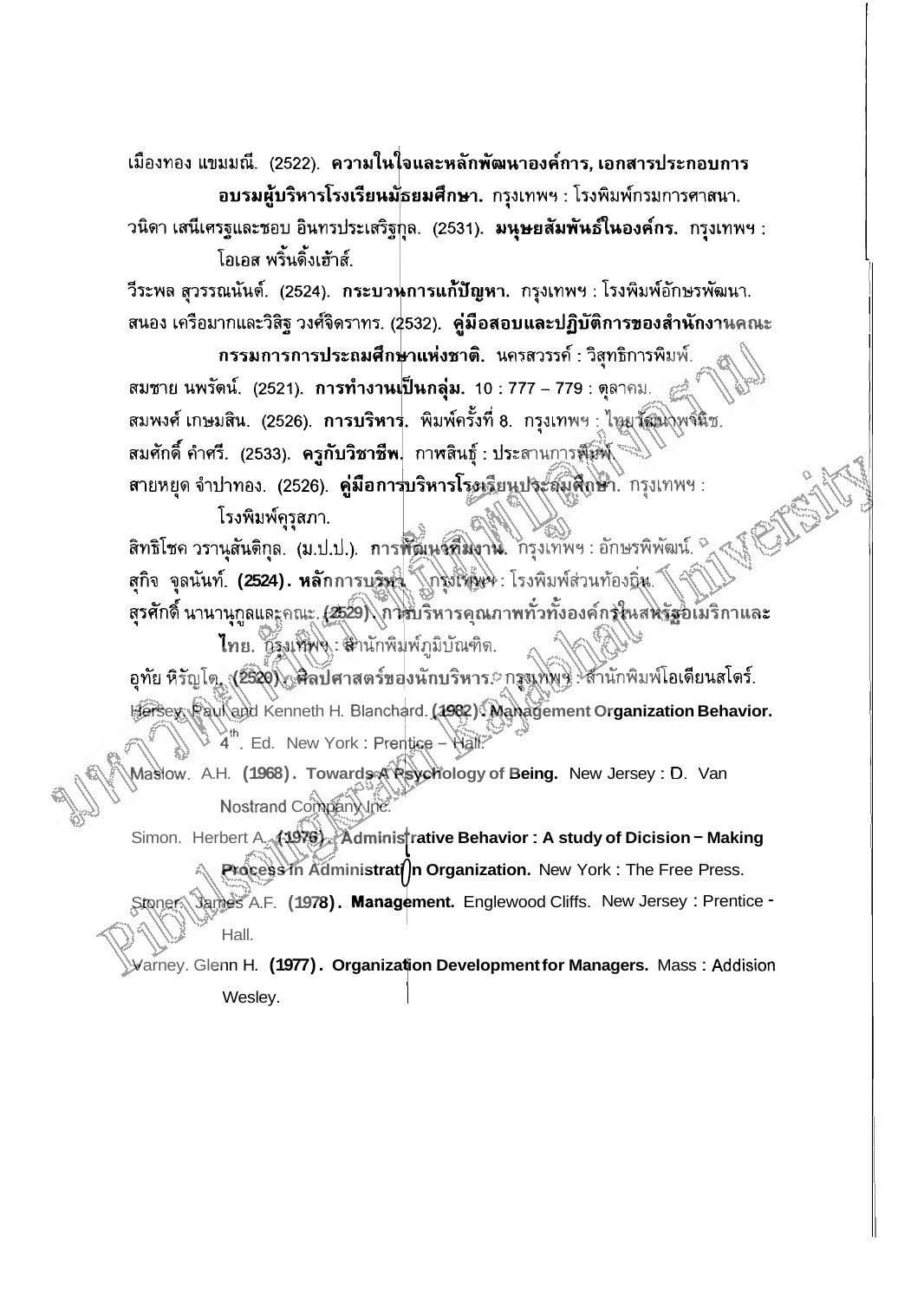เมืองทอง แขมมณี. (2522). **ความในใจและหลักพัฒนาองค์การ, เอกสารประกอบการอบรมผู้บริหารโรงเรียนมัธยมศึกษา.** กรุงเทพฯ : โรงพิมพ์กรมการศาสนา.

วนิดา เสนีเศรษฐและชอบ อินทรประเสริฐกุล. (2531). **มนุษยสัมพันธ์ในองค์กร.** กรุงเทพฯ : โอเอส พริ้นติ้งเฮ้าส์.

วีระพล สุวรรณนันต์. (2524). **กระบวนการแก้ปัญหา.** กรุงเทพฯ : โรงพิมพ์อักษรพัฒนา.

สนอง เครือมากและวิสิฐ วงศ์จิตราทร. (2532). **คู่มือสอบและปฏิบัติการของสำนักงานคณะกรรมการการประถมศึกษาแห่งชาติ.** นครสวรรค์ : วิสุทธิการพิมพ์.

สมชาย นพรัตน์. (2521). **การทำงานเป็นกลุ่ม.** 10 : 777 – 779 : ตุลาคม.

สมพงศ์ เกษมสิน. (2526). **การบริหาร.** พิมพ์ครั้งที่ 8. กรุงเทพฯ : ไทยวัฒนาพานิช.

สมศักดิ์ คำศรี. (2533). **ครูกับวิชาชีพ.** กาฬสินธุ์ : ประสานการพิมพ์.

สายหยุด จำปาทอง. (2526). **คู่มือการบริหารโรงเรียนประถมศึกษา.** กรุงเทพฯ : โรงพิมพ์คุรุสภา.

สิทธิโชค วรานุสันติกุล. (ม.ป.ป.). **การพัฒนาทีมงาน.** กรุงเทพฯ : อักษรพิพัฒน์.

สุกิจ จุลนันท์. (2524). **หลักการบริหาร.** กรุงเทพฯ : โรงพิมพ์ส่วนท้องถิ่น.

สุรศักดิ์ นานานุกูลและคณะ. (2529). **การบริหารคุณภาพทั่วทั้งองค์กรในสหรัฐอเมริกาและไทย.** กรุงเทพฯ : สำนักพิมพ์ภูมิบัณฑิต.

อุทัย หิรัญโต. (2520). **ศิลปศาสตร์ของนักบริหาร.** กรุงเทพฯ : สำนักพิมพ์โอเดียนสโตร์.

Hersey. Paul and Kenneth H. Blanchard. (1982). **Management Organization Behavior.** 4th. Ed. New York : Prentice – Hall.

Maslow. A.H. (1968). **Towards A Psychology of Being.** New Jersey : D. Van Nostrand Company Inc.

Simon. Herbert A. (1976). **Administrative Behavior : A study of Dicision – Making Process in Administration Organization.** New York : The Free Press.

Stoner. James A.F. (1978). **Management.** Englewood Cliffs. New Jersey : Prentice - Hall.

Varney. Glenn H. (1977). **Organization Development for Managers.** Mass : Addision Wesley.